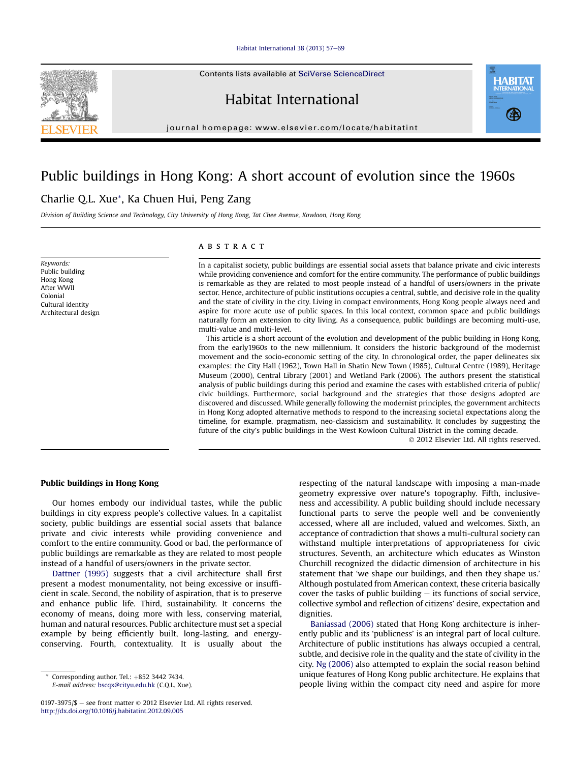# Public buildings in Hong Kong: A short account of evolution since the 1960s

Charlie Q.L. Xue*, Ka Chuen Hui, Peng Zang

*Division of Building Science and Technology, City University of Hong Kong, Tat Chee Avenue, Kowloon, Hong Kong*

*Keywords:*
Public building
Hong Kong
After WWII
Colonial
Cultural identity
Architectural design

## ABSTRACT

In a capitalist society, public buildings are essential social assets that balance private and civic interests while providing convenience and comfort for the entire community. The performance of public buildings is remarkable as they are related to most people instead of a handful of users/owners in the private sector. Hence, architecture of public institutions occupies a central, subtle, and decisive role in the quality and the state of civility in the city. Living in compact environments, Hong Kong people always need and aspire for more acute use of public spaces. In this local context, common space and public buildings naturally form an extension to city living. As a consequence, public buildings are becoming multi-use, multi-value and multi-level.

This article is a short account of the evolution and development of the public building in Hong Kong, from the early1960s to the new millennium. It considers the historic background of the modernist movement and the socio-economic setting of the city. In chronological order, the paper delineates six examples: the City Hall (1962), Town Hall in Shatin New Town (1985), Cultural Centre (1989), Heritage Museum (2000), Central Library (2001) and Wetland Park (2006). The authors present the statistical analysis of public buildings during this period and examine the cases with established criteria of public/civic buildings. Furthermore, social background and the strategies that those designs adopted are discovered and discussed. While generally following the modernist principles, the government architects in Hong Kong adopted alternative methods to respond to the increasing societal expectations along the timeline, for example, pragmatism, neo-classicism and sustainability. It concludes by suggesting the future of the city's public buildings in the West Kowloon Cultural District in the coming decade.

© 2012 Elsevier Ltd. All rights reserved.

### Public buildings in Hong Kong

Our homes embody our individual tastes, while the public buildings in city express people's collective values. In a capitalist society, public buildings are essential social assets that balance private and civic interests while providing convenience and comfort to the entire community. Good or bad, the performance of public buildings are remarkable as they are related to most people instead of a handful of users/owners in the private sector.

Dattner (1995) suggests that a civil architecture shall first present a modest monumentality, not being excessive or insufficient in scale. Second, the nobility of aspiration, that is to preserve and enhance public life. Third, sustainability. It concerns the economy of means, doing more with less, conserving material, human and natural resources. Public architecture must set a special example by being efficiently built, long-lasting, and energy-conserving. Fourth, contextuality. It is usually about the respecting of the natural landscape with imposing a man-made geometry expressive over nature's topography. Fifth, inclusiveness and accessibility. A public building should include necessary functional parts to serve the people well and be conveniently accessed, where all are included, valued and welcomes. Sixth, an acceptance of contradiction that shows a multi-cultural society can withstand multiple interpretations of appropriateness for civic structures. Seventh, an architecture which educates as Winston Churchill recognized the didactic dimension of architecture in his statement that 'we shape our buildings, and then they shape us.' Although postulated from American context, these criteria basically cover the tasks of public building – its functions of social service, collective symbol and reflection of citizens' desire, expectation and dignities.

Baniassad (2006) stated that Hong Kong architecture is inherently public and its 'publicness' is an integral part of local culture. Architecture of public institutions has always occupied a central, subtle, and decisive role in the quality and the state of civility in the city. Ng (2006) also attempted to explain the social reason behind unique features of Hong Kong public architecture. He explains that people living within the compact city need and aspire for more

\* Corresponding author. Tel.: +852 3442 7434.
*E-mail address:* bscqx@cityu.edu.hk (C.Q.L. Xue).

0197-3975/$ – see front matter © 2012 Elsevier Ltd. All rights reserved.
http://dx.doi.org/10.1016/j.habitatint.2012.09.005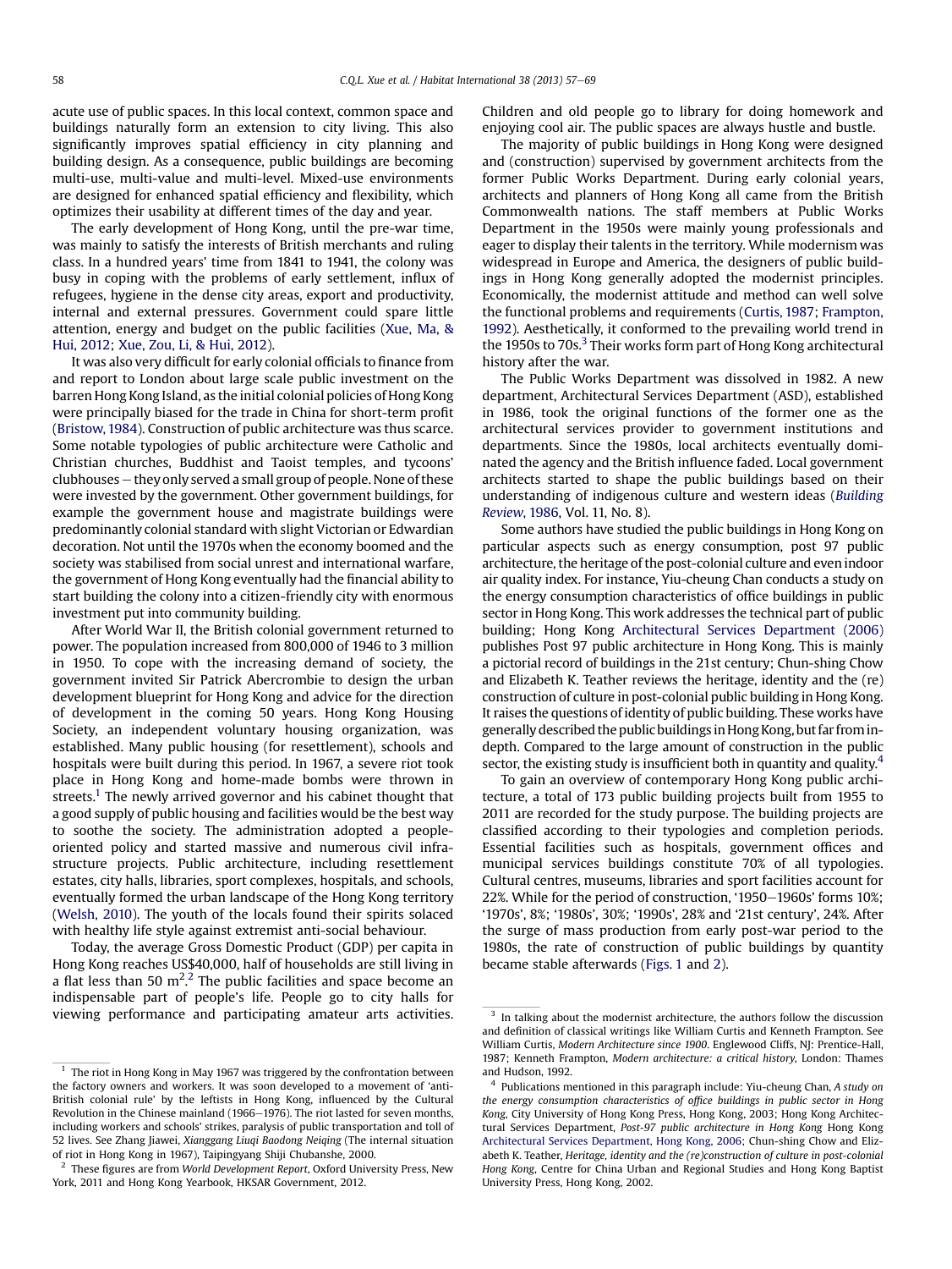acute use of public spaces. In this local context, common space and buildings naturally form an extension to city living. This also significantly improves spatial efficiency in city planning and building design. As a consequence, public buildings are becoming multi-use, multi-value and multi-level. Mixed-use environments are designed for enhanced spatial efficiency and flexibility, which optimizes their usability at different times of the day and year.

The early development of Hong Kong, until the pre-war time, was mainly to satisfy the interests of British merchants and ruling class. In a hundred years' time from 1841 to 1941, the colony was busy in coping with the problems of early settlement, influx of refugees, hygiene in the dense city areas, export and productivity, internal and external pressures. Government could spare little attention, energy and budget on the public facilities (Xue, Ma, & Hui, 2012; Xue, Zou, Li, & Hui, 2012).

It was also very difficult for early colonial officials to finance from and report to London about large scale public investment on the barren Hong Kong Island, as the initial colonial policies of Hong Kong were principally biased for the trade in China for short-term profit (Bristow, 1984). Construction of public architecture was thus scarce. Some notable typologies of public architecture were Catholic and Christian churches, Buddhist and Taoist temples, and tycoons' clubhouses – they only served a small group of people. None of these were invested by the government. Other government buildings, for example the government house and magistrate buildings were predominantly colonial standard with slight Victorian or Edwardian decoration. Not until the 1970s when the economy boomed and the society was stabilised from social unrest and international warfare, the government of Hong Kong eventually had the financial ability to start building the colony into a citizen-friendly city with enormous investment put into community building.

After World War II, the British colonial government returned to power. The population increased from 800,000 of 1946 to 3 million in 1950. To cope with the increasing demand of society, the government invited Sir Patrick Abercrombie to design the urban development blueprint for Hong Kong and advice for the direction of development in the coming 50 years. Hong Kong Housing Society, an independent voluntary housing organization, was established. Many public housing (for resettlement), schools and hospitals were built during this period. In 1967, a severe riot took place in Hong Kong and home-made bombs were thrown in streets.[1] The newly arrived governor and his cabinet thought that a good supply of public housing and facilities would be the best way to soothe the society. The administration adopted a people-oriented policy and started massive and numerous civil infrastructure projects. Public architecture, including resettlement estates, city halls, libraries, sport complexes, hospitals, and schools, eventually formed the urban landscape of the Hong Kong territory (Welsh, 2010). The youth of the locals found their spirits solaced with healthy life style against extremist anti-social behaviour.

Today, the average Gross Domestic Product (GDP) per capita in Hong Kong reaches US$40,000, half of households are still living in a flat less than 50 $m^2$.[2] The public facilities and space become an indispensable part of people's life. People go to city halls for viewing performance and participating amateur arts activities. Children and old people go to library for doing homework and enjoying cool air. The public spaces are always hustle and bustle.

The majority of public buildings in Hong Kong were designed and (construction) supervised by government architects from the former Public Works Department. During early colonial years, architects and planners of Hong Kong all came from the British Commonwealth nations. The staff members at Public Works Department in the 1950s were mainly young professionals and eager to display their talents in the territory. While modernism was widespread in Europe and America, the designers of public buildings in Hong Kong generally adopted the modernist principles. Economically, the modernist attitude and method can well solve the functional problems and requirements (Curtis, 1987; Frampton, 1992). Aesthetically, it conformed to the prevailing world trend in the 1950s to 70s.[3] Their works form part of Hong Kong architectural history after the war.

The Public Works Department was dissolved in 1982. A new department, Architectural Services Department (ASD), established in 1986, took the original functions of the former one as the architectural services provider to government institutions and departments. Since the 1980s, local architects eventually dominated the agency and the British influence faded. Local government architects started to shape the public buildings based on their understanding of indigenous culture and western ideas (*Building Review*, 1986, Vol. 11, No. 8).

Some authors have studied the public buildings in Hong Kong on particular aspects such as energy consumption, post 97 public architecture, the heritage of the post-colonial culture and even indoor air quality index. For instance, Yiu-cheung Chan conducts a study on the energy consumption characteristics of office buildings in public sector in Hong Kong. This work addresses the technical part of public building; Hong Kong Architectural Services Department (2006) publishes Post 97 public architecture in Hong Kong. This is mainly a pictorial record of buildings in the 21st century; Chun-shing Chow and Elizabeth K. Teather reviews the heritage, identity and the (re) construction of culture in post-colonial public building in Hong Kong. It raises the questions of identity of public building. These works have generally described the public buildings in Hong Kong, but far from in-depth. Compared to the large amount of construction in the public sector, the existing study is insufficient both in quantity and quality.[4]

To gain an overview of contemporary Hong Kong public architecture, a total of 173 public building projects built from 1955 to 2011 are recorded for the study purpose. The building projects are classified according to their typologies and completion periods. Essential facilities such as hospitals, government offices and municipal services buildings constitute 70% of all typologies. Cultural centres, museums, libraries and sport facilities account for 22%. While for the period of construction, '1950–1960s' forms 10%; '1970s', 8%; '1980s', 30%; '1990s', 28% and '21st century', 24%. After the surge of mass production from early post-war period to the 1980s, the rate of construction of public buildings by quantity became stable afterwards (Figs. 1 and 2).

---

[1] The riot in Hong Kong in May 1967 was triggered by the confrontation between the factory owners and workers. It was soon developed to a movement of 'anti-British colonial rule' by the leftists in Hong Kong, influenced by the Cultural Revolution in the Chinese mainland (1966–1976). The riot lasted for seven months, including workers and schools' strikes, paralysis of public transportation and toll of 52 lives. See Zhang Jiawei, *Xianggang Liuqi Baodong Neiqing* (The internal situation of riot in Hong Kong in 1967), Taipingyang Shiji Chubanshe, 2000.

[2] These figures are from *World Development Report*, Oxford University Press, New York, 2011 and Hong Kong Yearbook, HKSAR Government, 2012.

[3] In talking about the modernist architecture, the authors follow the discussion and definition of classical writings like William Curtis and Kenneth Frampton. See William Curtis, *Modern Architecture since 1900*. Englewood Cliffs, NJ: Prentice-Hall, 1987; Kenneth Frampton, *Modern architecture: a critical history*, London: Thames and Hudson, 1992.

[4] Publications mentioned in this paragraph include: Yiu-cheung Chan, *A study on the energy consumption characteristics of office buildings in public sector in Hong Kong*, City University of Hong Kong Press, Hong Kong, 2003; Hong Kong Architectural Services Department, *Post-97 public architecture in Hong Kong* Hong Kong Architectural Services Department, Hong Kong, 2006; Chun-shing Chow and Elizabeth K. Teather, *Heritage, identity and the (re)construction of culture in post-colonial Hong Kong*, Centre for China Urban and Regional Studies and Hong Kong Baptist University Press, Hong Kong, 2002.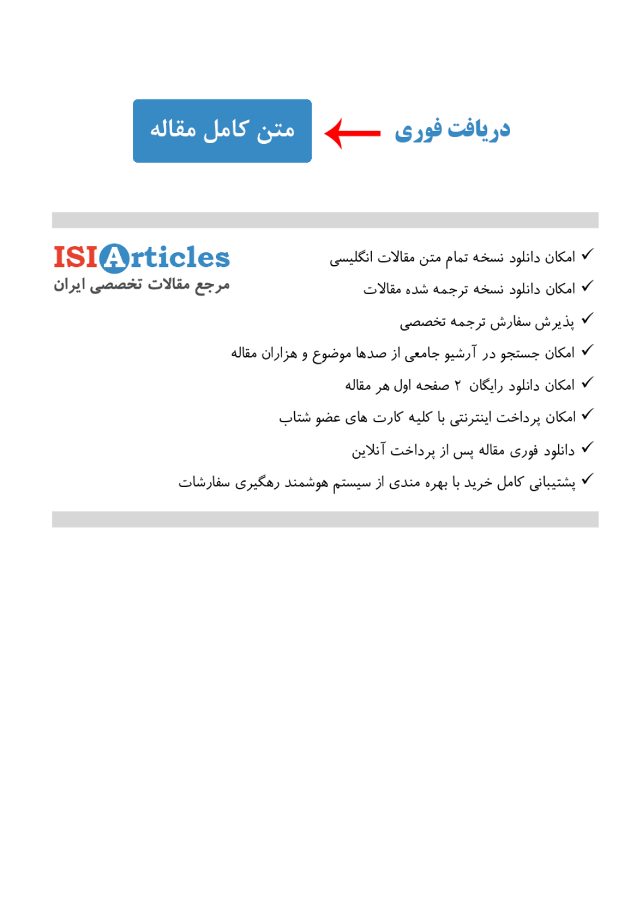دریافت فوری ← **متن کامل مقاله**

**ISIArticles**
مرجع مقالات تخصصی ایران

- ✓ امکان دانلود نسخه تمام متن مقالات انگلیسی
- ✓ امکان دانلود نسخه ترجمه شده مقالات
- ✓ پذیرش سفارش ترجمه تخصصی
- ✓ امکان جستجو در آرشیو جامعی از صدها موضوع و هزاران مقاله
- ✓ امکان دانلود رایگان ۲ صفحه اول هر مقاله
- ✓ امکان پرداخت اینترنتی با کلیه کارت های عضو شتاب
- ✓ دانلود فوری مقاله پس از پرداخت آنلاین
- ✓ پشتیبانی کامل خرید با بهره مندی از سیستم هوشمند رهگیری سفارشات